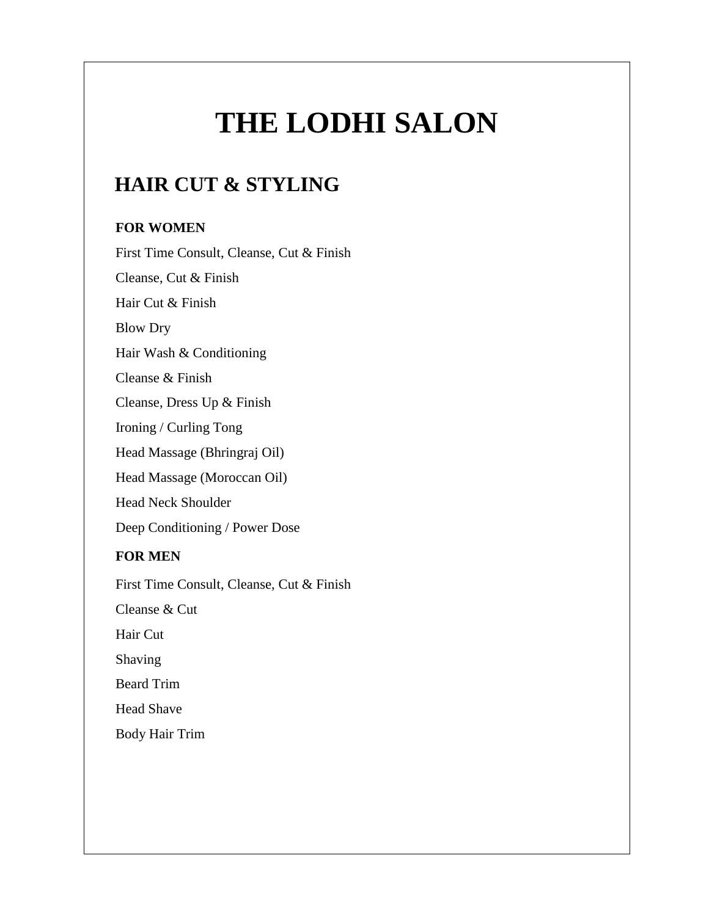# THE LODHI SALON

## HAIR CUT & STYLING

### FOR WOMEN

First Time Consult, Cleanse, Cut & Finish

Cleanse, Cut & Finish

Hair Cut & Finish

Blow Dry

Hair Wash & Conditioning

Cleanse & Finish

Cleanse, Dress Up & Finish

Ironing / Curling Tong

Head Massage (Bhringraj Oil)

Head Massage (Moroccan Oil)

Head Neck Shoulder

Deep Conditioning / Power Dose

### FOR MEN

First Time Consult, Cleanse, Cut & Finish

Cleanse & Cut

Hair Cut

Shaving

Beard Trim

Head Shave

Body Hair Trim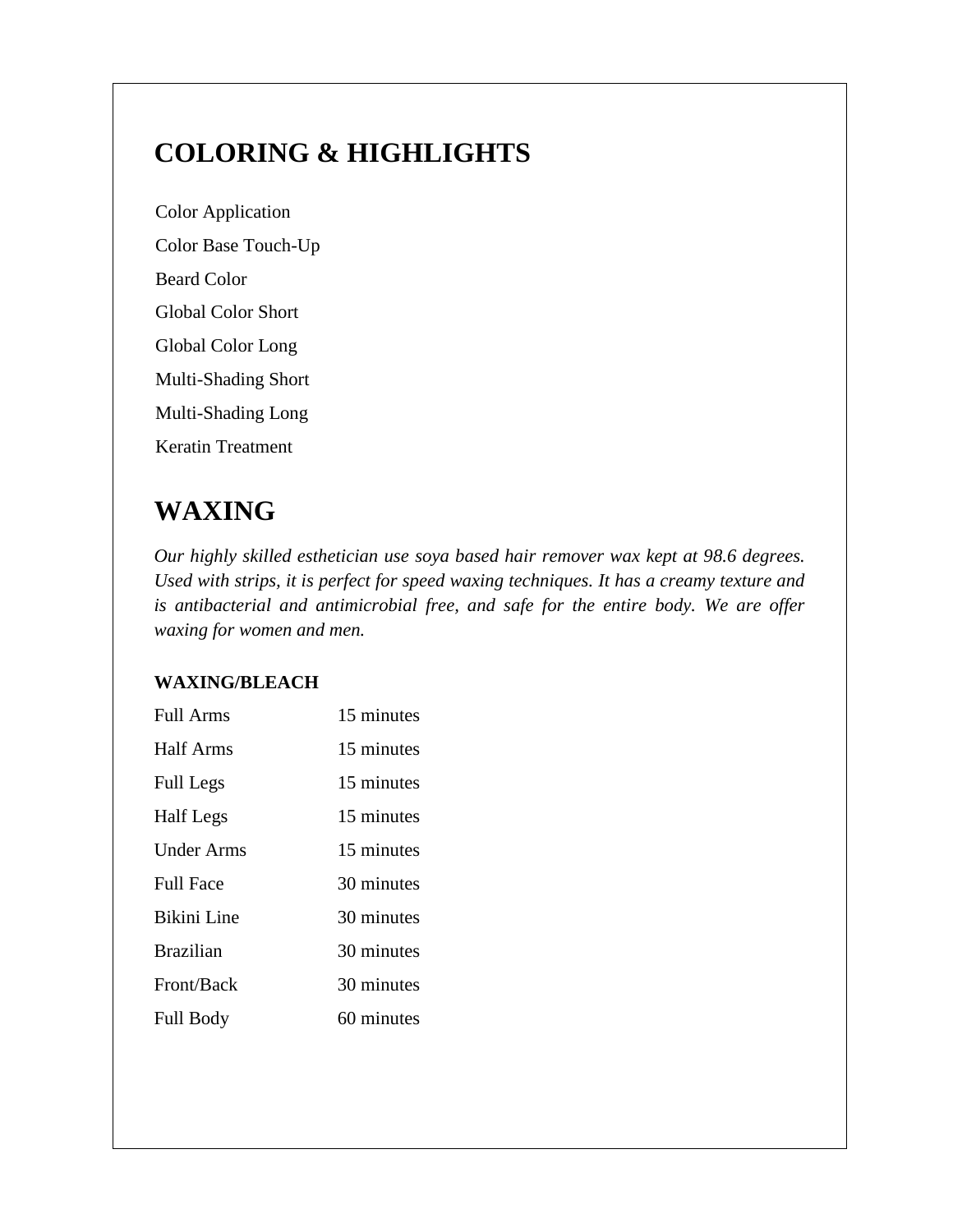## COLORING & HIGHLIGHTS

Color Application

Color Base Touch-Up

Beard Color

Global Color Short

Global Color Long

Multi-Shading Short

Multi-Shading Long

Keratin Treatment

## WAXING

*Our highly skilled esthetician use soya based hair remover wax kept at 98.6 degrees. Used with strips, it is perfect for speed waxing techniques. It has a creamy texture and is antibacterial and antimicrobial free, and safe for the entire body. We are offer waxing for women and men.*

**WAXING/BLEACH**

| | |
|---|---|
| Full Arms | 15 minutes |
| Half Arms | 15 minutes |
| Full Legs | 15 minutes |
| Half Legs | 15 minutes |
| Under Arms | 15 minutes |
| Full Face | 30 minutes |
| Bikini Line | 30 minutes |
| Brazilian | 30 minutes |
| Front/Back | 30 minutes |
| Full Body | 60 minutes |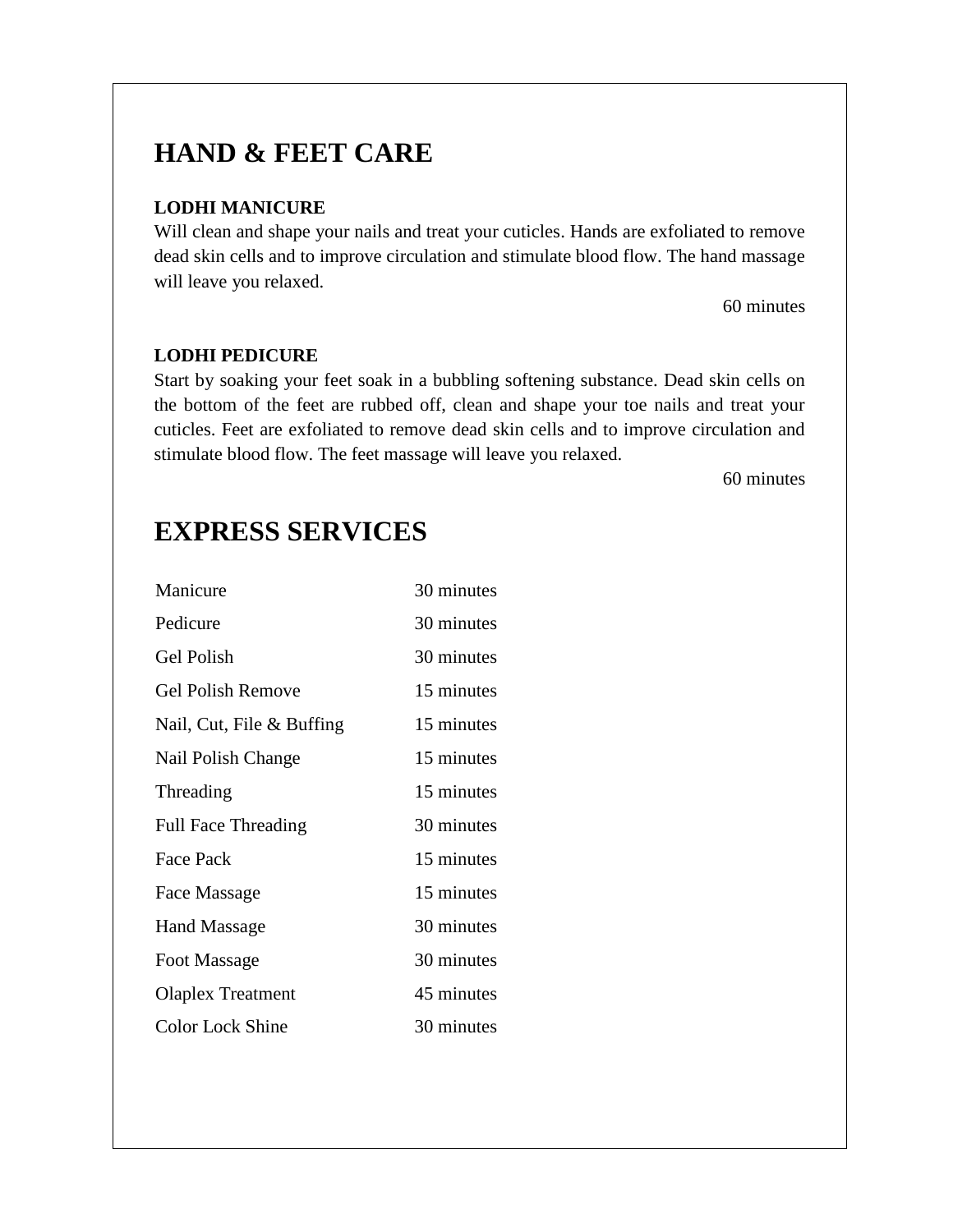# HAND & FEET CARE

**LODHI MANICURE**

Will clean and shape your nails and treat your cuticles. Hands are exfoliated to remove dead skin cells and to improve circulation and stimulate blood flow. The hand massage will leave you relaxed.

60 minutes

**LODHI PEDICURE**

Start by soaking your feet soak in a bubbling softening substance. Dead skin cells on the bottom of the feet are rubbed off, clean and shape your toe nails and treat your cuticles. Feet are exfoliated to remove dead skin cells and to improve circulation and stimulate blood flow. The feet massage will leave you relaxed.

60 minutes

# EXPRESS SERVICES

| | |
|---|---|
| Manicure | 30 minutes |
| Pedicure | 30 minutes |
| Gel Polish | 30 minutes |
| Gel Polish Remove | 15 minutes |
| Nail, Cut, File & Buffing | 15 minutes |
| Nail Polish Change | 15 minutes |
| Threading | 15 minutes |
| Full Face Threading | 30 minutes |
| Face Pack | 15 minutes |
| Face Massage | 15 minutes |
| Hand Massage | 30 minutes |
| Foot Massage | 30 minutes |
| Olaplex Treatment | 45 minutes |
| Color Lock Shine | 30 minutes |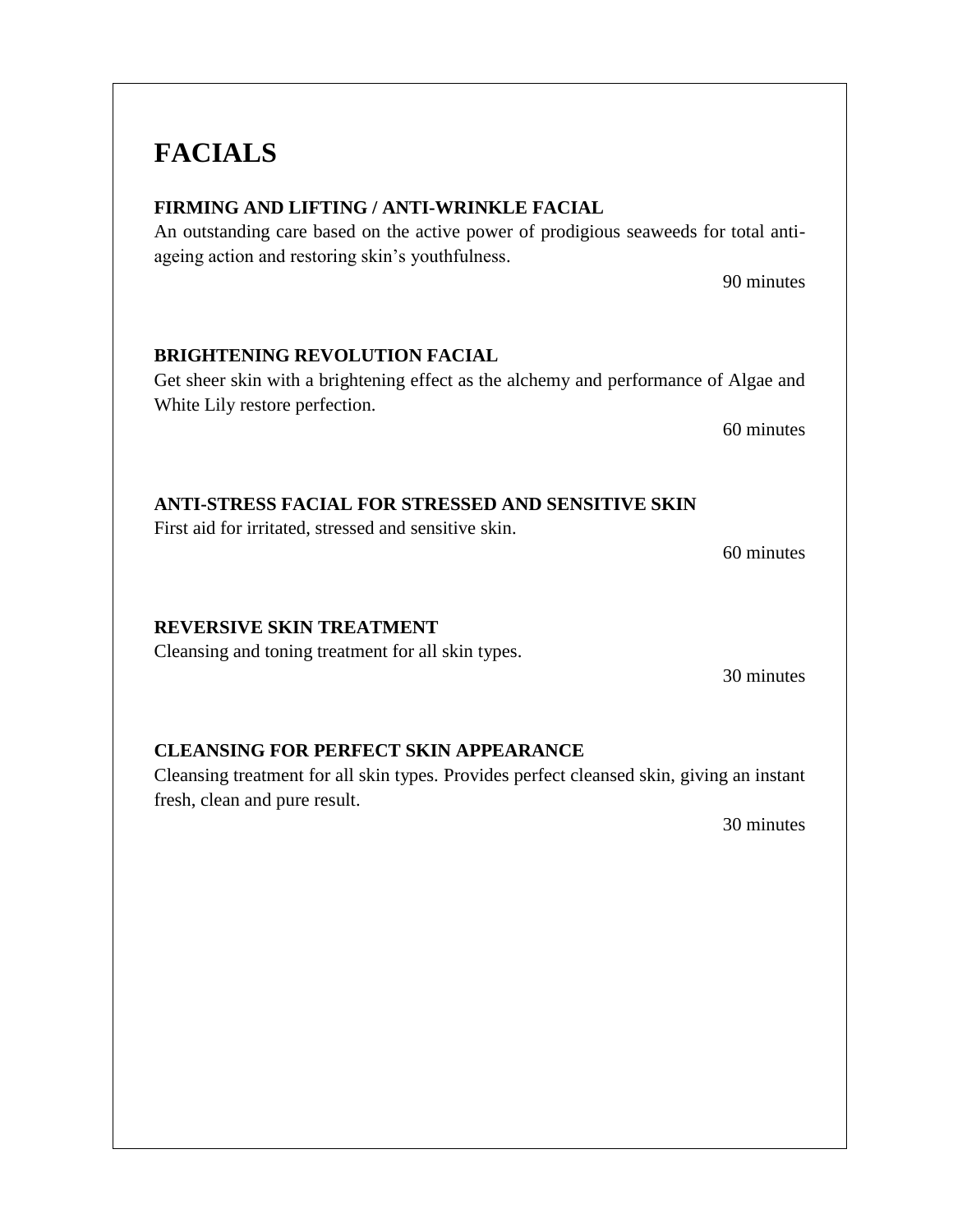# FACIALS

### FIRMING AND LIFTING / ANTI-WRINKLE FACIAL

An outstanding care based on the active power of prodigious seaweeds for total anti-ageing action and restoring skin's youthfulness.

90 minutes

### BRIGHTENING REVOLUTION FACIAL

Get sheer skin with a brightening effect as the alchemy and performance of Algae and White Lily restore perfection.

60 minutes

### ANTI-STRESS FACIAL FOR STRESSED AND SENSITIVE SKIN

First aid for irritated, stressed and sensitive skin.

60 minutes

### REVERSIVE SKIN TREATMENT

Cleansing and toning treatment for all skin types.

30 minutes

### CLEANSING FOR PERFECT SKIN APPEARANCE

Cleansing treatment for all skin types. Provides perfect cleansed skin, giving an instant fresh, clean and pure result.

30 minutes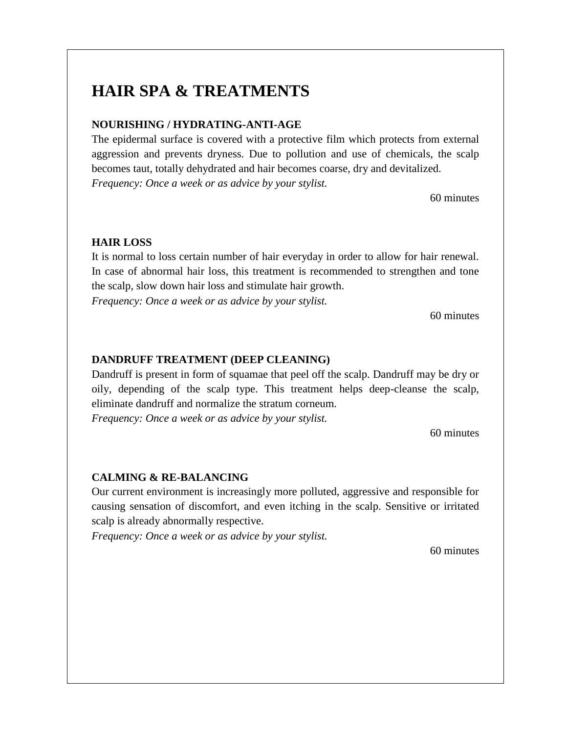# HAIR SPA & TREATMENTS

**NOURISHING / HYDRATING-ANTI-AGE**

The epidermal surface is covered with a protective film which protects from external aggression and prevents dryness. Due to pollution and use of chemicals, the scalp becomes taut, totally dehydrated and hair becomes coarse, dry and devitalized.

*Frequency: Once a week or as advice by your stylist.*

60 minutes

**HAIR LOSS**

It is normal to loss certain number of hair everyday in order to allow for hair renewal. In case of abnormal hair loss, this treatment is recommended to strengthen and tone the scalp, slow down hair loss and stimulate hair growth.

*Frequency: Once a week or as advice by your stylist.*

60 minutes

**DANDRUFF TREATMENT (DEEP CLEANING)**

Dandruff is present in form of squamae that peel off the scalp. Dandruff may be dry or oily, depending of the scalp type. This treatment helps deep-cleanse the scalp, eliminate dandruff and normalize the stratum corneum.

*Frequency: Once a week or as advice by your stylist.*

60 minutes

**CALMING & RE-BALANCING**

Our current environment is increasingly more polluted, aggressive and responsible for causing sensation of discomfort, and even itching in the scalp. Sensitive or irritated scalp is already abnormally respective.

*Frequency: Once a week or as advice by your stylist.*

60 minutes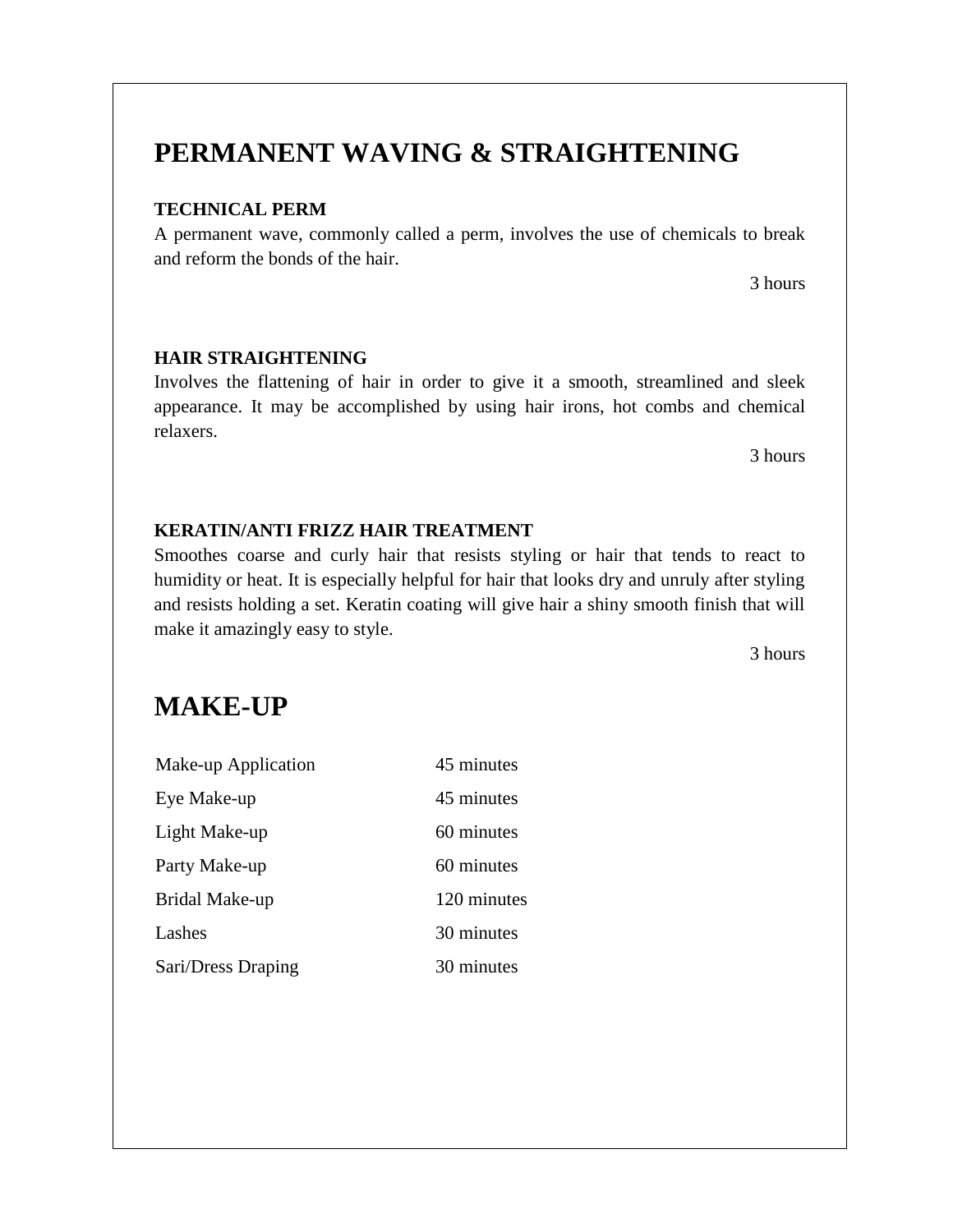## PERMANENT WAVING & STRAIGHTENING

**TECHNICAL PERM**

A permanent wave, commonly called a perm, involves the use of chemicals to break and reform the bonds of the hair.

3 hours

**HAIR STRAIGHTENING**

Involves the flattening of hair in order to give it a smooth, streamlined and sleek appearance. It may be accomplished by using hair irons, hot combs and chemical relaxers.

3 hours

**KERATIN/ANTI FRIZZ HAIR TREATMENT**

Smoothes coarse and curly hair that resists styling or hair that tends to react to humidity or heat. It is especially helpful for hair that looks dry and unruly after styling and resists holding a set. Keratin coating will give hair a shiny smooth finish that will make it amazingly easy to style.

3 hours

## MAKE-UP

| | |
|---|---|
| Make-up Application | 45 minutes |
| Eye Make-up | 45 minutes |
| Light Make-up | 60 minutes |
| Party Make-up | 60 minutes |
| Bridal Make-up | 120 minutes |
| Lashes | 30 minutes |
| Sari/Dress Draping | 30 minutes |